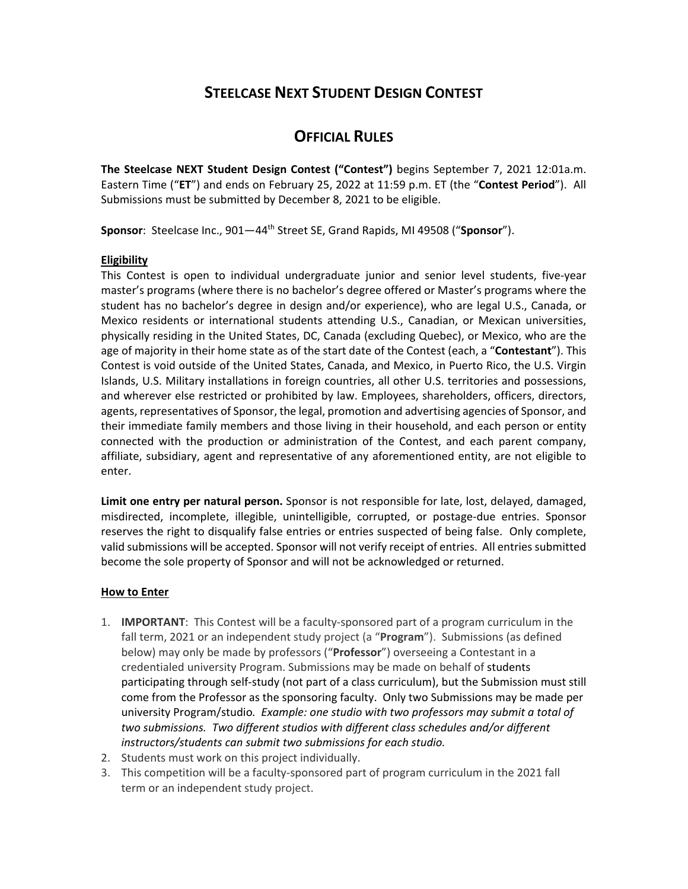# STEELCASE NEXT STUDENT DESIGN CONTEST

## OFFICIAL RULES

**The Steelcase NEXT Student Design Contest ("Contest")** begins September 7, 2021 12:01a.m. Eastern Time ("**ET**") and ends on February 25, 2022 at 11:59 p.m. ET (the "**Contest Period**"). All Submissions must be submitted by December 8, 2021 to be eligible.

**Sponsor**: Steelcase Inc., 901—44th Street SE, Grand Rapids, MI 49508 ("**Sponsor**").

**Eligibility**

This Contest is open to individual undergraduate junior and senior level students, five-year master's programs (where there is no bachelor's degree offered or Master's programs where the student has no bachelor's degree in design and/or experience), who are legal U.S., Canada, or Mexico residents or international students attending U.S., Canadian, or Mexican universities, physically residing in the United States, DC, Canada (excluding Quebec), or Mexico, who are the age of majority in their home state as of the start date of the Contest (each, a "**Contestant**"). This Contest is void outside of the United States, Canada, and Mexico, in Puerto Rico, the U.S. Virgin Islands, U.S. Military installations in foreign countries, all other U.S. territories and possessions, and wherever else restricted or prohibited by law. Employees, shareholders, officers, directors, agents, representatives of Sponsor, the legal, promotion and advertising agencies of Sponsor, and their immediate family members and those living in their household, and each person or entity connected with the production or administration of the Contest, and each parent company, affiliate, subsidiary, agent and representative of any aforementioned entity, are not eligible to enter.

**Limit one entry per natural person.** Sponsor is not responsible for late, lost, delayed, damaged, misdirected, incomplete, illegible, unintelligible, corrupted, or postage-due entries. Sponsor reserves the right to disqualify false entries or entries suspected of being false. Only complete, valid submissions will be accepted. Sponsor will not verify receipt of entries. All entries submitted become the sole property of Sponsor and will not be acknowledged or returned.

**How to Enter**

1. **IMPORTANT**: This Contest will be a faculty-sponsored part of a program curriculum in the fall term, 2021 or an independent study project (a "**Program**"). Submissions (as defined below) may only be made by professors ("**Professor**") overseeing a Contestant in a credentialed university Program. Submissions may be made on behalf of students participating through self-study (not part of a class curriculum), but the Submission must still come from the Professor as the sponsoring faculty. Only two Submissions may be made per university Program/studio. *Example: one studio with two professors may submit a total of two submissions. Two different studios with different class schedules and/or different instructors/students can submit two submissions for each studio.*
2. Students must work on this project individually.
3. This competition will be a faculty-sponsored part of program curriculum in the 2021 fall term or an independent study project.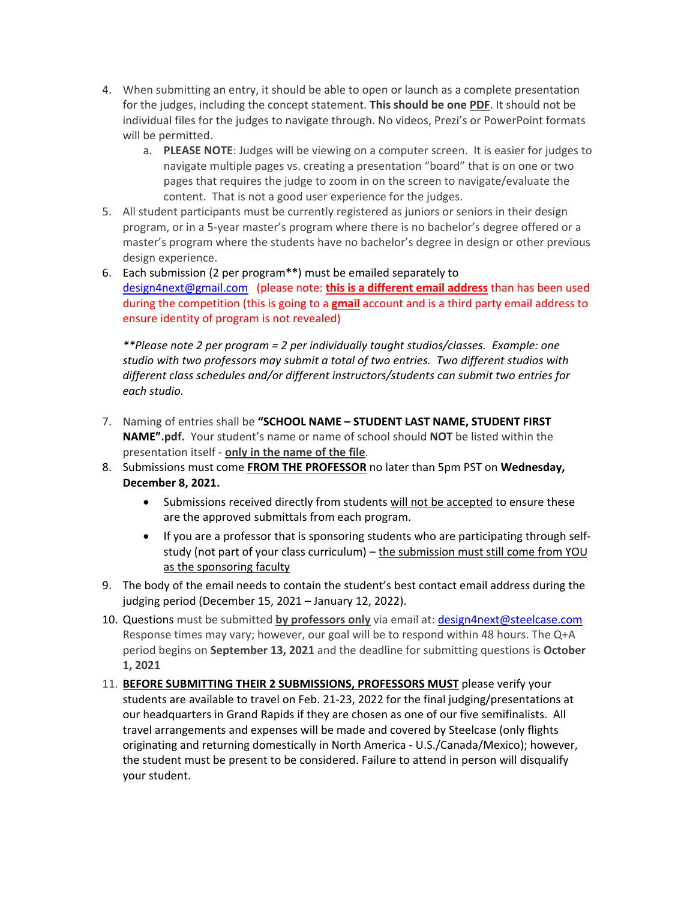4. When submitting an entry, it should be able to open or launch as a complete presentation for the judges, including the concept statement. **This should be one PDF**. It should not be individual files for the judges to navigate through. No videos, Prezi's or PowerPoint formats will be permitted.
    a. **PLEASE NOTE**: Judges will be viewing on a computer screen. It is easier for judges to navigate multiple pages vs. creating a presentation "board" that is on one or two pages that requires the judge to zoom in on the screen to navigate/evaluate the content. That is not a good user experience for the judges.
5. All student participants must be currently registered as juniors or seniors in their design program, or in a 5-year master's program where there is no bachelor's degree offered or a master's program where the students have no bachelor's degree in design or other previous design experience.
6. Each submission (2 per program**) must be emailed separately to design4next@gmail.com (please note: **this is a different email address** than has been used during the competition (this is going to a **gmail** account and is a third party email address to ensure identity of program is not revealed)

    *\*\*Please note 2 per program = 2 per individually taught studios/classes. Example: one studio with two professors may submit a total of two entries. Two different studios with different class schedules and/or different instructors/students can submit two entries for each studio.*

7. Naming of entries shall be **"SCHOOL NAME – STUDENT LAST NAME, STUDENT FIRST NAME".pdf.** Your student's name or name of school should **NOT** be listed within the presentation itself - **only in the name of the file**.
8. Submissions must come **FROM THE PROFESSOR** no later than 5pm PST on **Wednesday, December 8, 2021.**
    - Submissions received directly from students will not be accepted to ensure these are the approved submittals from each program.
    - If you are a professor that is sponsoring students who are participating through self-study (not part of your class curriculum) – the submission must still come from YOU as the sponsoring faculty
9. The body of the email needs to contain the student's best contact email address during the judging period (December 15, 2021 – January 12, 2022).
10. Questions must be submitted **by professors only** via email at: design4next@steelcase.com Response times may vary; however, our goal will be to respond within 48 hours. The Q+A period begins on **September 13, 2021** and the deadline for submitting questions is **October 1, 2021**
11. **BEFORE SUBMITTING THEIR 2 SUBMISSIONS, PROFESSORS MUST** please verify your students are available to travel on Feb. 21-23, 2022 for the final judging/presentations at our headquarters in Grand Rapids if they are chosen as one of our five semifinalists. All travel arrangements and expenses will be made and covered by Steelcase (only flights originating and returning domestically in North America - U.S./Canada/Mexico); however, the student must be present to be considered. Failure to attend in person will disqualify your student.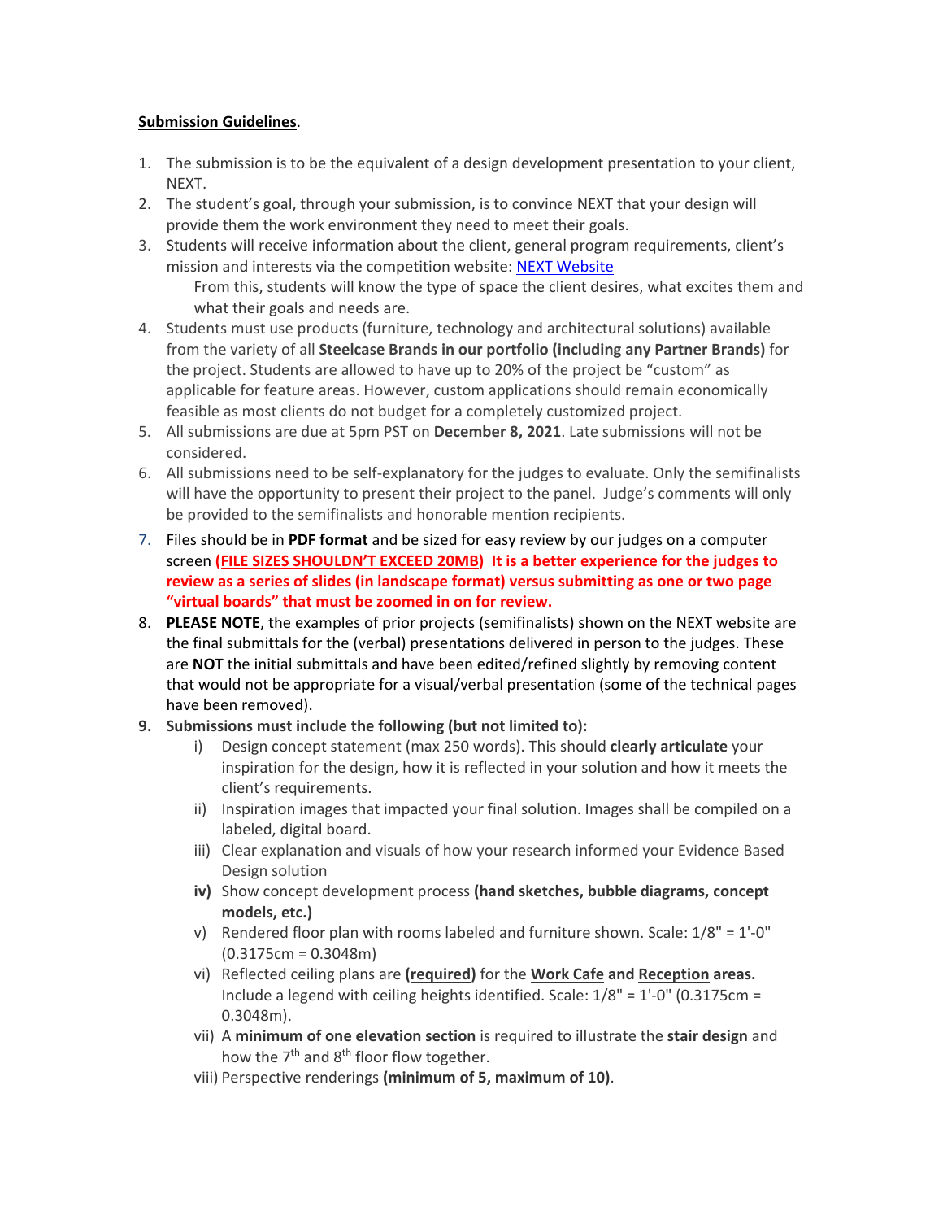**Submission Guidelines**.

1. The submission is to be the equivalent of a design development presentation to your client, NEXT.
2. The student's goal, through your submission, is to convince NEXT that your design will provide them the work environment they need to meet their goals.
3. Students will receive information about the client, general program requirements, client's mission and interests via the competition website: NEXT Website

   From this, students will know the type of space the client desires, what excites them and what their goals and needs are.
4. Students must use products (furniture, technology and architectural solutions) available from the variety of all **Steelcase Brands in our portfolio (including any Partner Brands)** for the project. Students are allowed to have up to 20% of the project be "custom" as applicable for feature areas. However, custom applications should remain economically feasible as most clients do not budget for a completely customized project.
5. All submissions are due at 5pm PST on **December 8, 2021**. Late submissions will not be considered.
6. All submissions need to be self-explanatory for the judges to evaluate. Only the semifinalists will have the opportunity to present their project to the panel. Judge's comments will only be provided to the semifinalists and honorable mention recipients.
7. Files should be in **PDF format** and be sized for easy review by our judges on a computer screen **(FILE SIZES SHOULDN'T EXCEED 20MB) It is a better experience for the judges to review as a series of slides (in landscape format) versus submitting as one or two page "virtual boards" that must be zoomed in on for review.**
8. **PLEASE NOTE**, the examples of prior projects (semifinalists) shown on the NEXT website are the final submittals for the (verbal) presentations delivered in person to the judges. These are **NOT** the initial submittals and have been edited/refined slightly by removing content that would not be appropriate for a visual/verbal presentation (some of the technical pages have been removed).
9. **Submissions must include the following (but not limited to):**
   i) Design concept statement (max 250 words). This should **clearly articulate** your inspiration for the design, how it is reflected in your solution and how it meets the client's requirements.
   ii) Inspiration images that impacted your final solution. Images shall be compiled on a labeled, digital board.
   iii) Clear explanation and visuals of how your research informed your Evidence Based Design solution
   **iv)** Show concept development process **(hand sketches, bubble diagrams, concept models, etc.)**
   v) Rendered floor plan with rooms labeled and furniture shown. Scale: 1/8" = 1'-0" (0.3175cm = 0.3048m)
   vi) Reflected ceiling plans are **(required)** for the **Work Cafe** and **Reception areas.** Include a legend with ceiling heights identified. Scale: 1/8" = 1'-0" (0.3175cm = 0.3048m).
   vii) A **minimum of one elevation section** is required to illustrate the **stair design** and how the 7th and 8th floor flow together.
   viii) Perspective renderings **(minimum of 5, maximum of 10)**.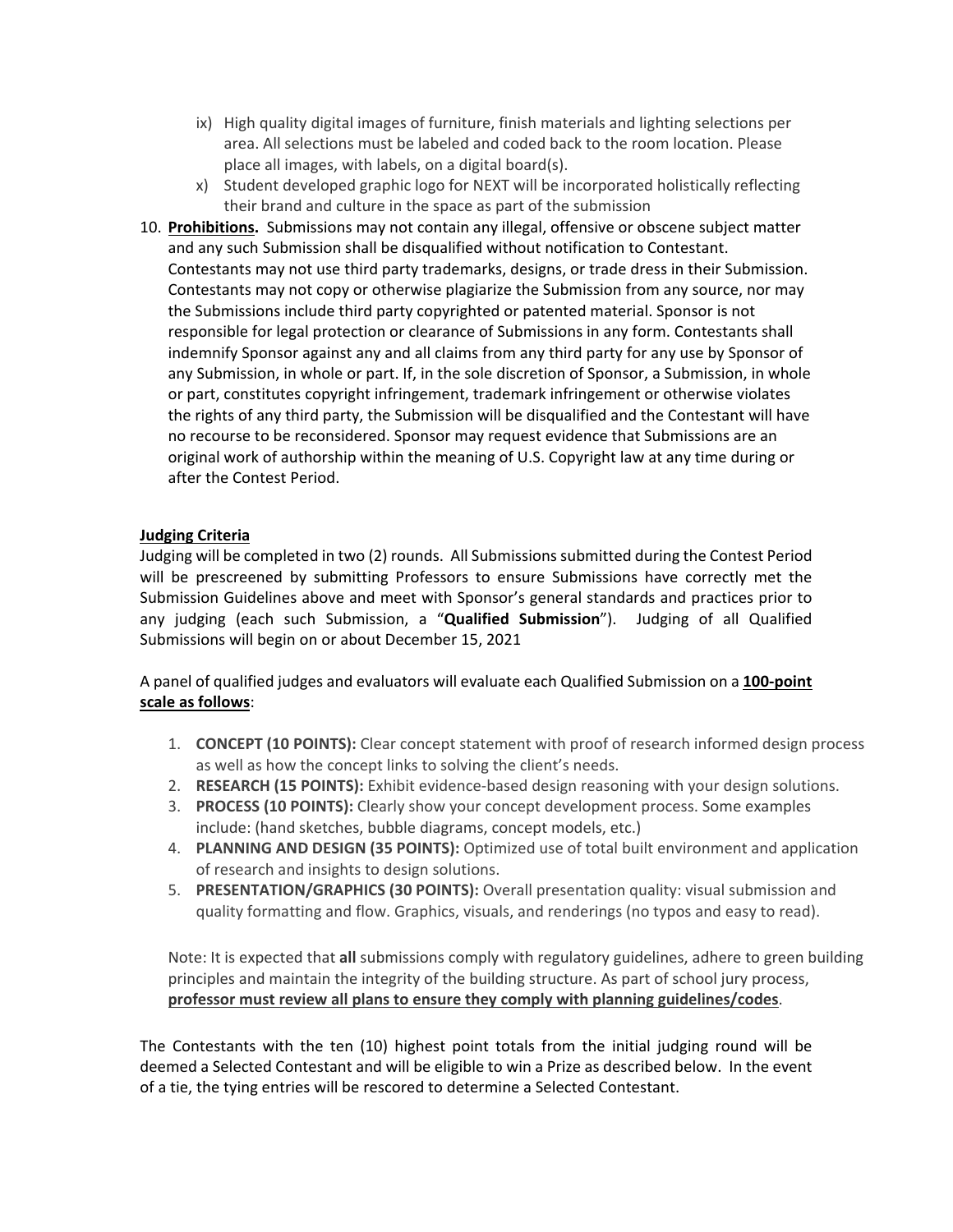ix) High quality digital images of furniture, finish materials and lighting selections per area. All selections must be labeled and coded back to the room location. Please place all images, with labels, on a digital board(s).

   x) Student developed graphic logo for NEXT will be incorporated holistically reflecting their brand and culture in the space as part of the submission

10. **Prohibitions.** Submissions may not contain any illegal, offensive or obscene subject matter and any such Submission shall be disqualified without notification to Contestant. Contestants may not use third party trademarks, designs, or trade dress in their Submission. Contestants may not copy or otherwise plagiarize the Submission from any source, nor may the Submissions include third party copyrighted or patented material. Sponsor is not responsible for legal protection or clearance of Submissions in any form. Contestants shall indemnify Sponsor against any and all claims from any third party for any use by Sponsor of any Submission, in whole or part. If, in the sole discretion of Sponsor, a Submission, in whole or part, constitutes copyright infringement, trademark infringement or otherwise violates the rights of any third party, the Submission will be disqualified and the Contestant will have no recourse to be reconsidered. Sponsor may request evidence that Submissions are an original work of authorship within the meaning of U.S. Copyright law at any time during or after the Contest Period.

**Judging Criteria**

Judging will be completed in two (2) rounds. All Submissions submitted during the Contest Period will be prescreened by submitting Professors to ensure Submissions have correctly met the Submission Guidelines above and meet with Sponsor's general standards and practices prior to any judging (each such Submission, a "**Qualified Submission**"). Judging of all Qualified Submissions will begin on or about December 15, 2021

A panel of qualified judges and evaluators will evaluate each Qualified Submission on a **100-point scale as follows**:

1. **CONCEPT (10 POINTS):** Clear concept statement with proof of research informed design process as well as how the concept links to solving the client's needs.
2. **RESEARCH (15 POINTS):** Exhibit evidence-based design reasoning with your design solutions.
3. **PROCESS (10 POINTS):** Clearly show your concept development process. Some examples include: (hand sketches, bubble diagrams, concept models, etc.)
4. **PLANNING AND DESIGN (35 POINTS):** Optimized use of total built environment and application of research and insights to design solutions.
5. **PRESENTATION/GRAPHICS (30 POINTS):** Overall presentation quality: visual submission and quality formatting and flow. Graphics, visuals, and renderings (no typos and easy to read).

Note: It is expected that **all** submissions comply with regulatory guidelines, adhere to green building principles and maintain the integrity of the building structure. As part of school jury process, **professor must review all plans to ensure they comply with planning guidelines/codes**.

The Contestants with the ten (10) highest point totals from the initial judging round will be deemed a Selected Contestant and will be eligible to win a Prize as described below. In the event of a tie, the tying entries will be rescored to determine a Selected Contestant.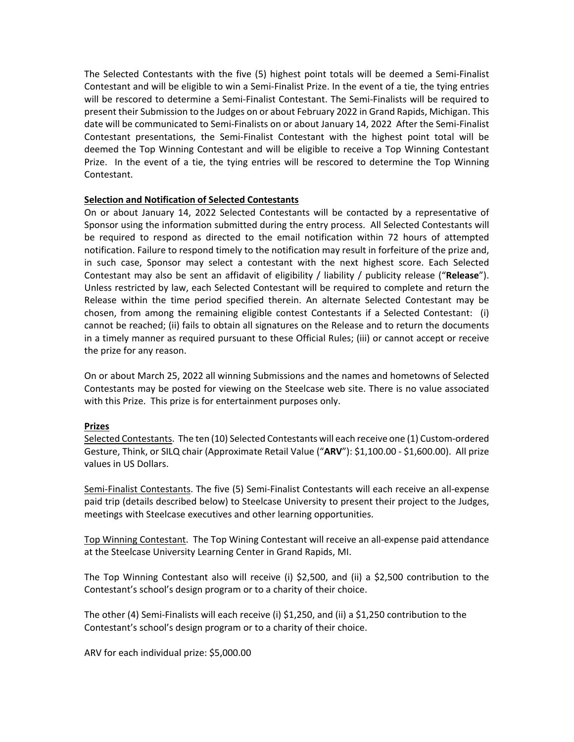The Selected Contestants with the five (5) highest point totals will be deemed a Semi-Finalist Contestant and will be eligible to win a Semi-Finalist Prize. In the event of a tie, the tying entries will be rescored to determine a Semi-Finalist Contestant. The Semi-Finalists will be required to present their Submission to the Judges on or about February 2022 in Grand Rapids, Michigan. This date will be communicated to Semi-Finalists on or about January 14, 2022 After the Semi-Finalist Contestant presentations, the Semi-Finalist Contestant with the highest point total will be deemed the Top Winning Contestant and will be eligible to receive a Top Winning Contestant Prize. In the event of a tie, the tying entries will be rescored to determine the Top Winning Contestant.

**Selection and Notification of Selected Contestants**

On or about January 14, 2022 Selected Contestants will be contacted by a representative of Sponsor using the information submitted during the entry process. All Selected Contestants will be required to respond as directed to the email notification within 72 hours of attempted notification. Failure to respond timely to the notification may result in forfeiture of the prize and, in such case, Sponsor may select a contestant with the next highest score. Each Selected Contestant may also be sent an affidavit of eligibility / liability / publicity release ("**Release**"). Unless restricted by law, each Selected Contestant will be required to complete and return the Release within the time period specified therein. An alternate Selected Contestant may be chosen, from among the remaining eligible contest Contestants if a Selected Contestant: (i) cannot be reached; (ii) fails to obtain all signatures on the Release and to return the documents in a timely manner as required pursuant to these Official Rules; (iii) or cannot accept or receive the prize for any reason.

On or about March 25, 2022 all winning Submissions and the names and hometowns of Selected Contestants may be posted for viewing on the Steelcase web site. There is no value associated with this Prize. This prize is for entertainment purposes only.

**Prizes**

Selected Contestants. The ten (10) Selected Contestants will each receive one (1) Custom-ordered Gesture, Think, or SILQ chair (Approximate Retail Value ("**ARV**"): $1,100.00 - $1,600.00). All prize values in US Dollars.

Semi-Finalist Contestants. The five (5) Semi-Finalist Contestants will each receive an all-expense paid trip (details described below) to Steelcase University to present their project to the Judges, meetings with Steelcase executives and other learning opportunities.

Top Winning Contestant. The Top Wining Contestant will receive an all-expense paid attendance at the Steelcase University Learning Center in Grand Rapids, MI.

The Top Winning Contestant also will receive (i) $2,500, and (ii) a $2,500 contribution to the Contestant's school's design program or to a charity of their choice.

The other (4) Semi-Finalists will each receive (i) $1,250, and (ii) a $1,250 contribution to the Contestant's school's design program or to a charity of their choice.

ARV for each individual prize: $5,000.00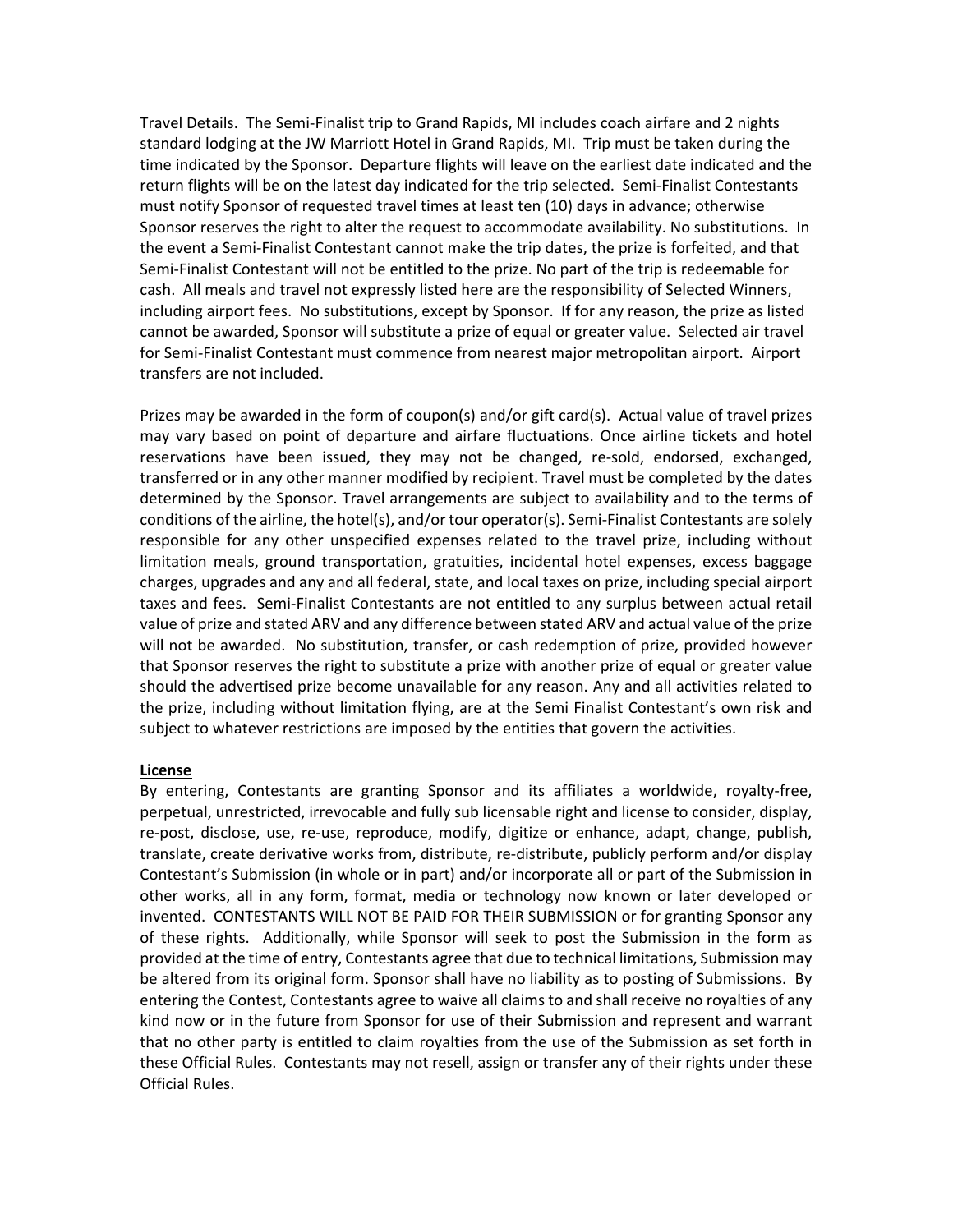Travel Details. The Semi-Finalist trip to Grand Rapids, MI includes coach airfare and 2 nights standard lodging at the JW Marriott Hotel in Grand Rapids, MI. Trip must be taken during the time indicated by the Sponsor. Departure flights will leave on the earliest date indicated and the return flights will be on the latest day indicated for the trip selected. Semi-Finalist Contestants must notify Sponsor of requested travel times at least ten (10) days in advance; otherwise Sponsor reserves the right to alter the request to accommodate availability. No substitutions. In the event a Semi-Finalist Contestant cannot make the trip dates, the prize is forfeited, and that Semi-Finalist Contestant will not be entitled to the prize. No part of the trip is redeemable for cash. All meals and travel not expressly listed here are the responsibility of Selected Winners, including airport fees. No substitutions, except by Sponsor. If for any reason, the prize as listed cannot be awarded, Sponsor will substitute a prize of equal or greater value. Selected air travel for Semi-Finalist Contestant must commence from nearest major metropolitan airport. Airport transfers are not included.

Prizes may be awarded in the form of coupon(s) and/or gift card(s). Actual value of travel prizes may vary based on point of departure and airfare fluctuations. Once airline tickets and hotel reservations have been issued, they may not be changed, re-sold, endorsed, exchanged, transferred or in any other manner modified by recipient. Travel must be completed by the dates determined by the Sponsor. Travel arrangements are subject to availability and to the terms of conditions of the airline, the hotel(s), and/or tour operator(s). Semi-Finalist Contestants are solely responsible for any other unspecified expenses related to the travel prize, including without limitation meals, ground transportation, gratuities, incidental hotel expenses, excess baggage charges, upgrades and any and all federal, state, and local taxes on prize, including special airport taxes and fees. Semi-Finalist Contestants are not entitled to any surplus between actual retail value of prize and stated ARV and any difference between stated ARV and actual value of the prize will not be awarded. No substitution, transfer, or cash redemption of prize, provided however that Sponsor reserves the right to substitute a prize with another prize of equal or greater value should the advertised prize become unavailable for any reason. Any and all activities related to the prize, including without limitation flying, are at the Semi Finalist Contestant's own risk and subject to whatever restrictions are imposed by the entities that govern the activities.

**License**

By entering, Contestants are granting Sponsor and its affiliates a worldwide, royalty-free, perpetual, unrestricted, irrevocable and fully sub licensable right and license to consider, display, re-post, disclose, use, re-use, reproduce, modify, digitize or enhance, adapt, change, publish, translate, create derivative works from, distribute, re-distribute, publicly perform and/or display Contestant's Submission (in whole or in part) and/or incorporate all or part of the Submission in other works, all in any form, format, media or technology now known or later developed or invented. CONTESTANTS WILL NOT BE PAID FOR THEIR SUBMISSION or for granting Sponsor any of these rights. Additionally, while Sponsor will seek to post the Submission in the form as provided at the time of entry, Contestants agree that due to technical limitations, Submission may be altered from its original form. Sponsor shall have no liability as to posting of Submissions. By entering the Contest, Contestants agree to waive all claims to and shall receive no royalties of any kind now or in the future from Sponsor for use of their Submission and represent and warrant that no other party is entitled to claim royalties from the use of the Submission as set forth in these Official Rules. Contestants may not resell, assign or transfer any of their rights under these Official Rules.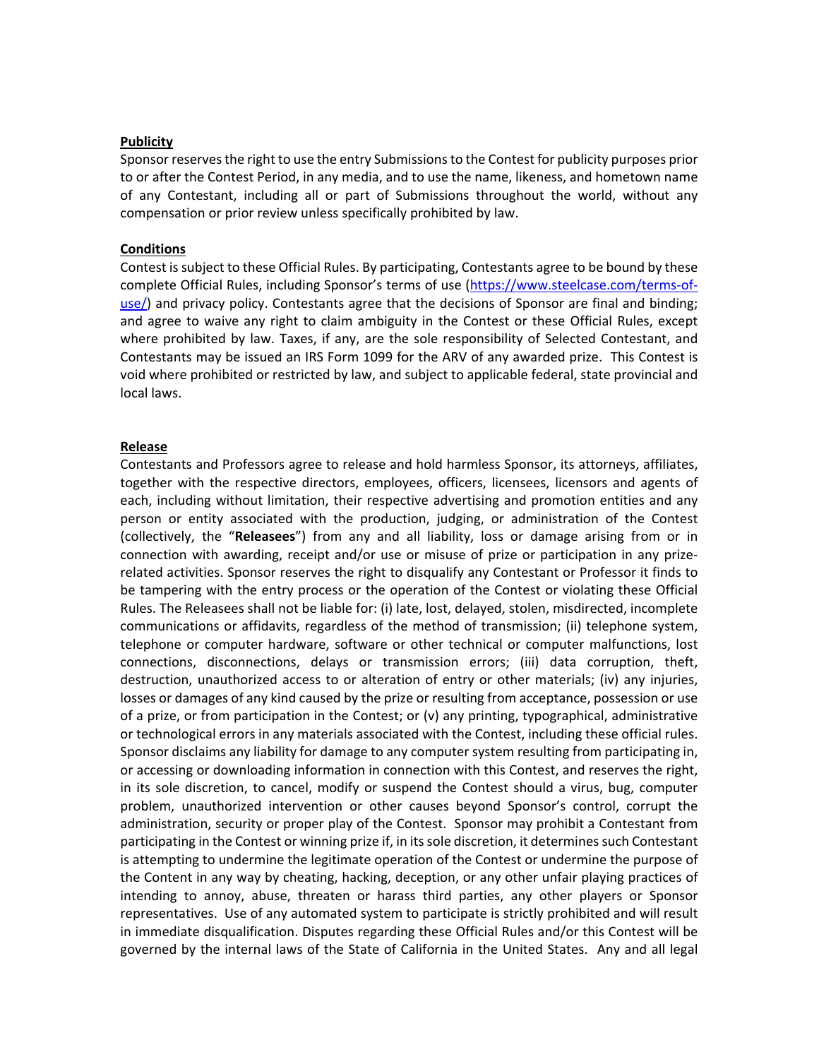**Publicity**

Sponsor reserves the right to use the entry Submissions to the Contest for publicity purposes prior to or after the Contest Period, in any media, and to use the name, likeness, and hometown name of any Contestant, including all or part of Submissions throughout the world, without any compensation or prior review unless specifically prohibited by law.

**Conditions**

Contest is subject to these Official Rules. By participating, Contestants agree to be bound by these complete Official Rules, including Sponsor's terms of use ([https://www.steelcase.com/terms-of-use/](https://www.steelcase.com/terms-of-use/)) and privacy policy. Contestants agree that the decisions of Sponsor are final and binding; and agree to waive any right to claim ambiguity in the Contest or these Official Rules, except where prohibited by law. Taxes, if any, are the sole responsibility of Selected Contestant, and Contestants may be issued an IRS Form 1099 for the ARV of any awarded prize. This Contest is void where prohibited or restricted by law, and subject to applicable federal, state provincial and local laws.

**Release**

Contestants and Professors agree to release and hold harmless Sponsor, its attorneys, affiliates, together with the respective directors, employees, officers, licensees, licensors and agents of each, including without limitation, their respective advertising and promotion entities and any person or entity associated with the production, judging, or administration of the Contest (collectively, the "**Releasees**") from any and all liability, loss or damage arising from or in connection with awarding, receipt and/or use or misuse of prize or participation in any prize-related activities. Sponsor reserves the right to disqualify any Contestant or Professor it finds to be tampering with the entry process or the operation of the Contest or violating these Official Rules. The Releasees shall not be liable for: (i) late, lost, delayed, stolen, misdirected, incomplete communications or affidavits, regardless of the method of transmission; (ii) telephone system, telephone or computer hardware, software or other technical or computer malfunctions, lost connections, disconnections, delays or transmission errors; (iii) data corruption, theft, destruction, unauthorized access to or alteration of entry or other materials; (iv) any injuries, losses or damages of any kind caused by the prize or resulting from acceptance, possession or use of a prize, or from participation in the Contest; or (v) any printing, typographical, administrative or technological errors in any materials associated with the Contest, including these official rules. Sponsor disclaims any liability for damage to any computer system resulting from participating in, or accessing or downloading information in connection with this Contest, and reserves the right, in its sole discretion, to cancel, modify or suspend the Contest should a virus, bug, computer problem, unauthorized intervention or other causes beyond Sponsor's control, corrupt the administration, security or proper play of the Contest. Sponsor may prohibit a Contestant from participating in the Contest or winning prize if, in its sole discretion, it determines such Contestant is attempting to undermine the legitimate operation of the Contest or undermine the purpose of the Content in any way by cheating, hacking, deception, or any other unfair playing practices of intending to annoy, abuse, threaten or harass third parties, any other players or Sponsor representatives. Use of any automated system to participate is strictly prohibited and will result in immediate disqualification. Disputes regarding these Official Rules and/or this Contest will be governed by the internal laws of the State of California in the United States. Any and all legal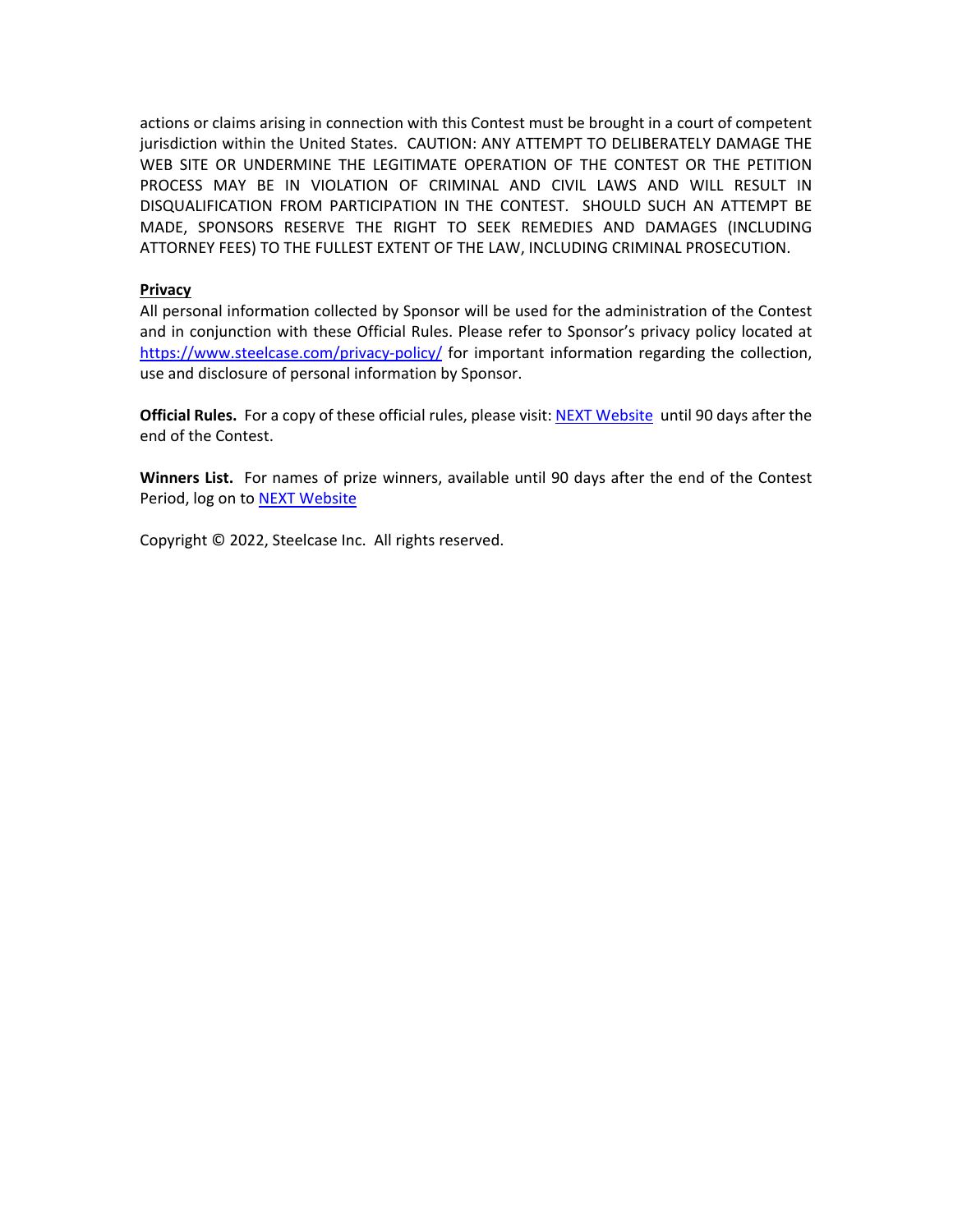actions or claims arising in connection with this Contest must be brought in a court of competent jurisdiction within the United States. CAUTION: ANY ATTEMPT TO DELIBERATELY DAMAGE THE WEB SITE OR UNDERMINE THE LEGITIMATE OPERATION OF THE CONTEST OR THE PETITION PROCESS MAY BE IN VIOLATION OF CRIMINAL AND CIVIL LAWS AND WILL RESULT IN DISQUALIFICATION FROM PARTICIPATION IN THE CONTEST. SHOULD SUCH AN ATTEMPT BE MADE, SPONSORS RESERVE THE RIGHT TO SEEK REMEDIES AND DAMAGES (INCLUDING ATTORNEY FEES) TO THE FULLEST EXTENT OF THE LAW, INCLUDING CRIMINAL PROSECUTION.

**Privacy**

All personal information collected by Sponsor will be used for the administration of the Contest and in conjunction with these Official Rules. Please refer to Sponsor's privacy policy located at https://www.steelcase.com/privacy-policy/ for important information regarding the collection, use and disclosure of personal information by Sponsor.

**Official Rules.** For a copy of these official rules, please visit: NEXT Website until 90 days after the end of the Contest.

**Winners List.** For names of prize winners, available until 90 days after the end of the Contest Period, log on to NEXT Website

Copyright © 2022, Steelcase Inc. All rights reserved.